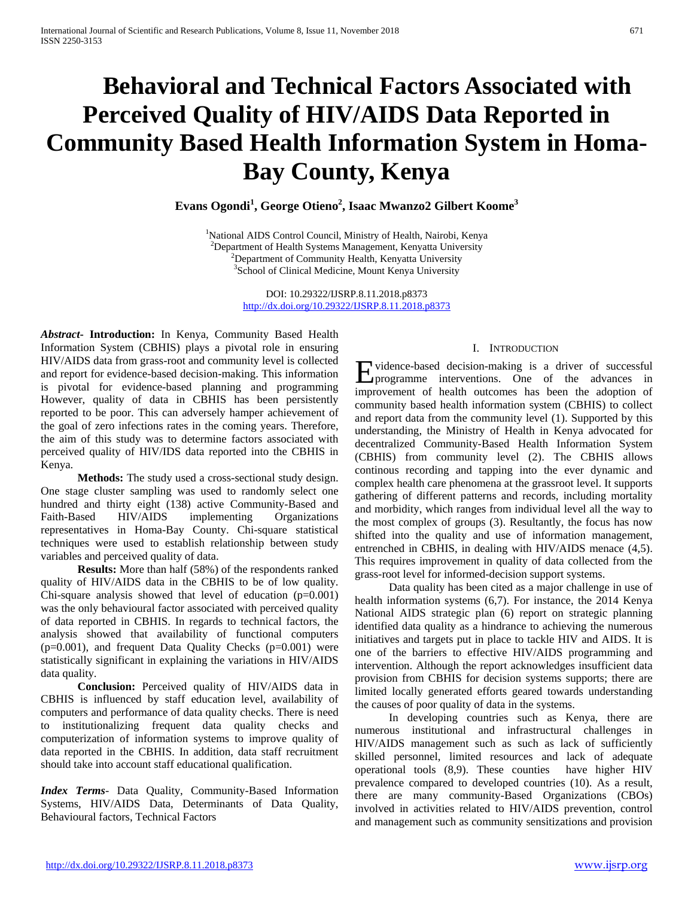# Behavioral and Technical Factors Associated with Perceived Quality of HIV/AIDS Data Reported in Community Based Health Information System in Homa-Bay County, Kenya

**Evans Ogondi[1], George Otieno[2], Isaac Mwanzo2 Gilbert Koome[3]**

[1]National AIDS Control Council, Ministry of Health, Nairobi, Kenya
[2]Department of Health Systems Management, Kenyatta University
[2]Department of Community Health, Kenyatta University
[3]School of Clinical Medicine, Mount Kenya University

DOI: 10.29322/IJSRP.8.11.2018.p8373
http://dx.doi.org/10.29322/IJSRP.8.11.2018.p8373

***Abstract*- Introduction:** In Kenya, Community Based Health Information System (CBHIS) plays a pivotal role in ensuring HIV/AIDS data from grass-root and community level is collected and report for evidence-based decision-making. This information is pivotal for evidence-based planning and programming However, quality of data in CBHIS has been persistently reported to be poor. This can adversely hamper achievement of the goal of zero infections rates in the coming years. Therefore, the aim of this study was to determine factors associated with perceived quality of HIV/IDS data reported into the CBHIS in Kenya.

**Methods:** The study used a cross-sectional study design. One stage cluster sampling was used to randomly select one hundred and thirty eight (138) active Community-Based and Faith-Based HIV/AIDS implementing Organizations representatives in Homa-Bay County. Chi-square statistical techniques were used to establish relationship between study variables and perceived quality of data.

**Results:** More than half (58%) of the respondents ranked quality of HIV/AIDS data in the CBHIS to be of low quality. Chi-square analysis showed that level of education ($p=0.001$) was the only behavioural factor associated with perceived quality of data reported in CBHIS. In regards to technical factors, the analysis showed that availability of functional computers ($p=0.001$), and frequent Data Quality Checks ($p=0.001$) were statistically significant in explaining the variations in HIV/AIDS data quality.

**Conclusion:** Perceived quality of HIV/AIDS data in CBHIS is influenced by staff education level, availability of computers and performance of data quality checks. There is need to institutionalizing frequent data quality checks and computerization of information systems to improve quality of data reported in the CBHIS. In addition, data staff recruitment should take into account staff educational qualification.

***Index Terms*-** Data Quality, Community-Based Information Systems, HIV/AIDS Data, Determinants of Data Quality, Behavioural factors, Technical Factors

## I. Introduction

Evidence-based decision-making is a driver of successful programme interventions. One of the advances in improvement of health outcomes has been the adoption of community based health information system (CBHIS) to collect and report data from the community level (1). Supported by this understanding, the Ministry of Health in Kenya advocated for decentralized Community-Based Health Information System (CBHIS) from community level (2). The CBHIS allows continous recording and tapping into the ever dynamic and complex health care phenomena at the grassroot level. It supports gathering of different patterns and records, including mortality and morbidity, which ranges from individual level all the way to the most complex of groups (3). Resultantly, the focus has now shifted into the quality and use of information management, entrenched in CBHIS, in dealing with HIV/AIDS menace (4,5). This requires improvement in quality of data collected from the grass-root level for informed-decision support systems.

Data quality has been cited as a major challenge in use of health information systems (6,7). For instance, the 2014 Kenya National AIDS strategic plan (6) report on strategic planning identified data quality as a hindrance to achieving the numerous initiatives and targets put in place to tackle HIV and AIDS. It is one of the barriers to effective HIV/AIDS programming and intervention. Although the report acknowledges insufficient data provision from CBHIS for decision systems supports; there are limited locally generated efforts geared towards understanding the causes of poor quality of data in the systems.

In developing countries such as Kenya, there are numerous institutional and infrastructural challenges in HIV/AIDS management such as such as lack of sufficiently skilled personnel, limited resources and lack of adequate operational tools (8,9). These counties have higher HIV prevalence compared to developed countries (10). As a result, there are many community-Based Organizations (CBOs) involved in activities related to HIV/AIDS prevention, control and management such as community sensitizations and provision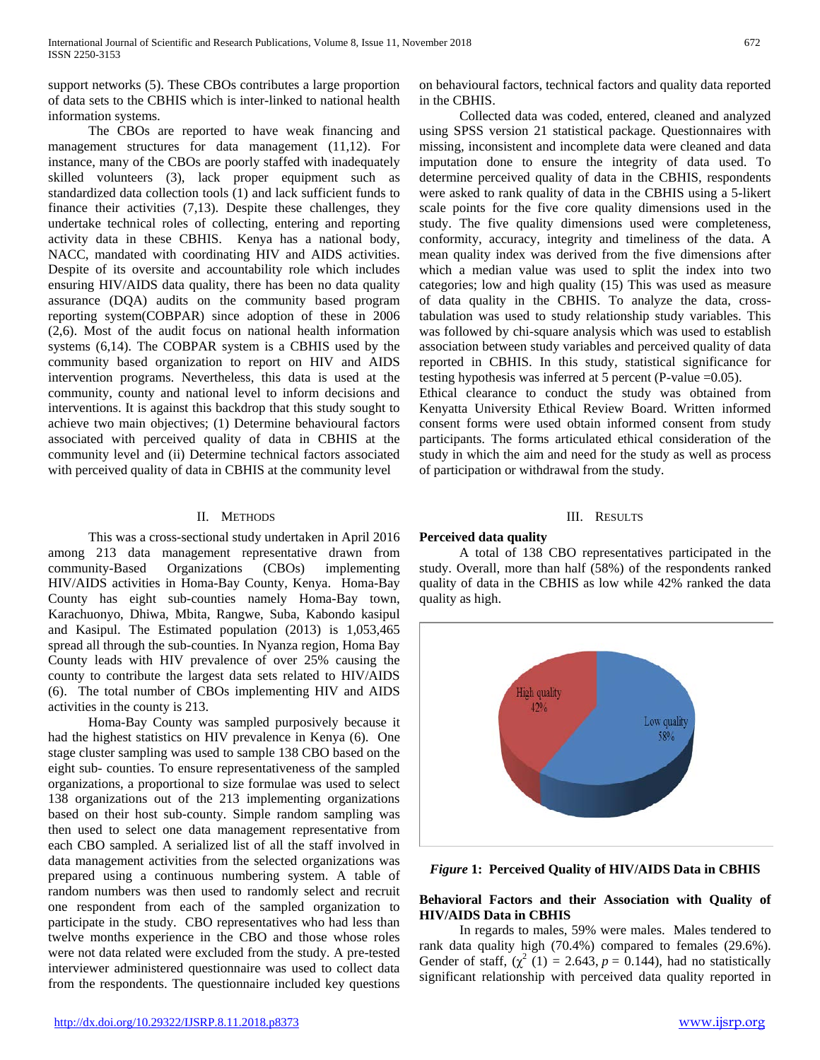support networks (5). These CBOs contributes a large proportion of data sets to the CBHIS which is inter-linked to national health information systems.

The CBOs are reported to have weak financing and management structures for data management (11,12). For instance, many of the CBOs are poorly staffed with inadequately skilled volunteers (3), lack proper equipment such as standardized data collection tools (1) and lack sufficient funds to finance their activities (7,13). Despite these challenges, they undertake technical roles of collecting, entering and reporting activity data in these CBHIS. Kenya has a national body, NACC, mandated with coordinating HIV and AIDS activities. Despite of its oversite and accountability role which includes ensuring HIV/AIDS data quality, there has been no data quality assurance (DQA) audits on the community based program reporting system(COBPAR) since adoption of these in 2006 (2,6). Most of the audit focus on national health information systems (6,14). The COBPAR system is a CBHIS used by the community based organization to report on HIV and AIDS intervention programs. Nevertheless, this data is used at the community, county and national level to inform decisions and interventions. It is against this backdrop that this study sought to achieve two main objectives; (1) Determine behavioural factors associated with perceived quality of data in CBHIS at the community level and (ii) Determine technical factors associated with perceived quality of data in CBHIS at the community level

## II. Methods

This was a cross-sectional study undertaken in April 2016 among 213 data management representative drawn from community-Based Organizations (CBOs) implementing HIV/AIDS activities in Homa-Bay County, Kenya. Homa-Bay County has eight sub-counties namely Homa-Bay town, Karachuonyo, Dhiwa, Mbita, Rangwe, Suba, Kabondo kasipul and Kasipul. The Estimated population (2013) is 1,053,465 spread all through the sub-counties. In Nyanza region, Homa Bay County leads with HIV prevalence of over 25% causing the county to contribute the largest data sets related to HIV/AIDS (6). The total number of CBOs implementing HIV and AIDS activities in the county is 213.

Homa-Bay County was sampled purposively because it had the highest statistics on HIV prevalence in Kenya (6). One stage cluster sampling was used to sample 138 CBO based on the eight sub- counties. To ensure representativeness of the sampled organizations, a proportional to size formulae was used to select 138 organizations out of the 213 implementing organizations based on their host sub-county. Simple random sampling was then used to select one data management representative from each CBO sampled. A serialized list of all the staff involved in data management activities from the selected organizations was prepared using a continuous numbering system. A table of random numbers was then used to randomly select and recruit one respondent from each of the sampled organization to participate in the study. CBO representatives who had less than twelve months experience in the CBO and those whose roles were not data related were excluded from the study. A pre-tested interviewer administered questionnaire was used to collect data from the respondents. The questionnaire included key questions on behavioural factors, technical factors and quality data reported in the CBHIS.

Collected data was coded, entered, cleaned and analyzed using SPSS version 21 statistical package. Questionnaires with missing, inconsistent and incomplete data were cleaned and data imputation done to ensure the integrity of data used. To determine perceived quality of data in the CBHIS, respondents were asked to rank quality of data in the CBHIS using a 5-likert scale points for the five core quality dimensions used in the study. The five quality dimensions used were completeness, conformity, accuracy, integrity and timeliness of the data. A mean quality index was derived from the five dimensions after which a median value was used to split the index into two categories; low and high quality (15) This was used as measure of data quality in the CBHIS. To analyze the data, cross-tabulation was used to study relationship study variables. This was followed by chi-square analysis which was used to establish association between study variables and perceived quality of data reported in CBHIS. In this study, statistical significance for testing hypothesis was inferred at 5 percent (P-value =0.05).

Ethical clearance to conduct the study was obtained from Kenyatta University Ethical Review Board. Written informed consent forms were used obtain informed consent from study participants. The forms articulated ethical consideration of the study in which the aim and need for the study as well as process of participation or withdrawal from the study.

## III. Results

**Perceived data quality**

A total of 138 CBO representatives participated in the study. Overall, more than half (58%) of the respondents ranked quality of data in the CBHIS as low while 42% ranked the data quality as high.

High quality
42%

Low quality
58%

***Figure* 1: Perceived Quality of HIV/AIDS Data in CBHIS**

**Behavioral Factors and their Association with Quality of HIV/AIDS Data in CBHIS**

In regards to males, 59% were males. Males tendered to rank data quality high (70.4%) compared to females (29.6%). Gender of staff, ($\chi^2$ (1) = 2.643, $p$ = 0.144), had no statistically significant relationship with perceived data quality reported in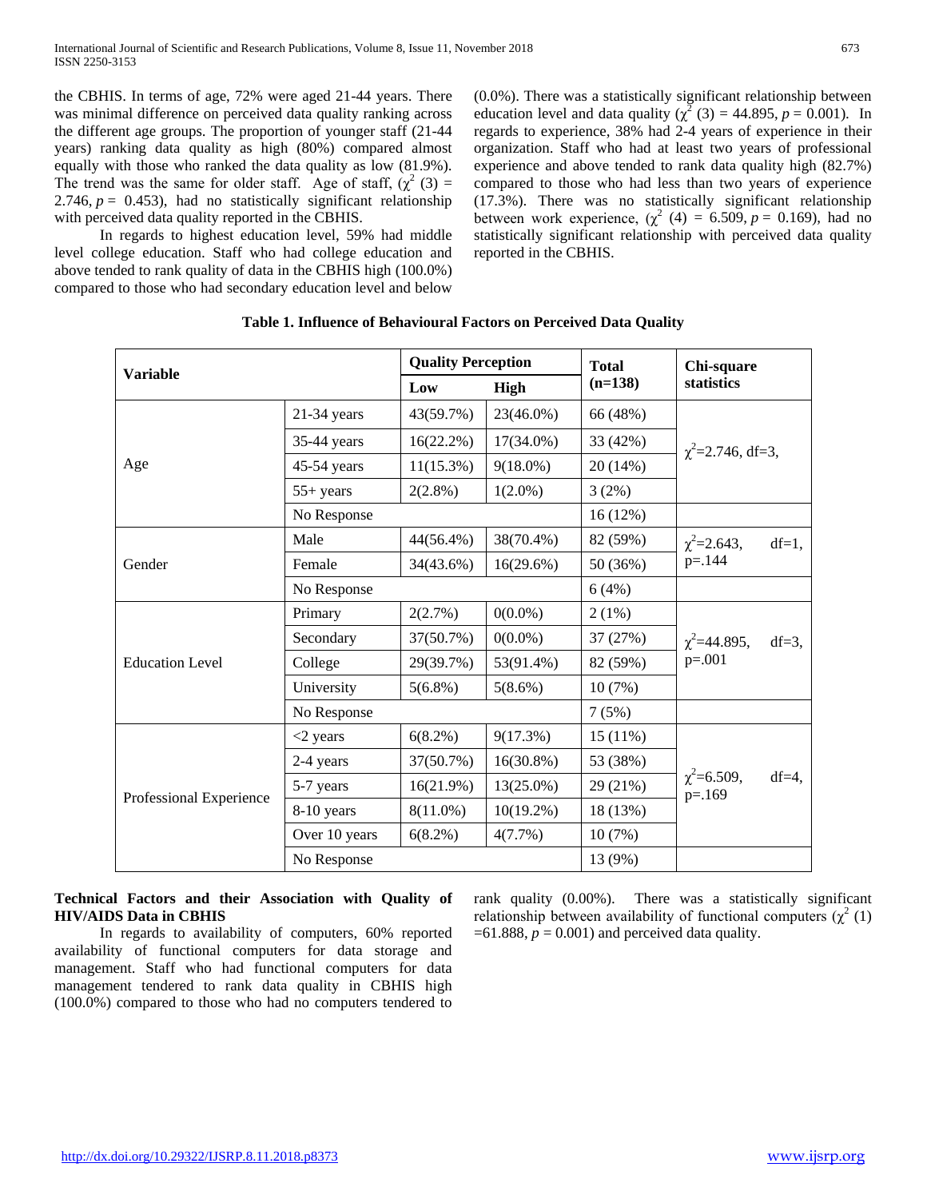the CBHIS. In terms of age, 72% were aged 21-44 years. There was minimal difference on perceived data quality ranking across the different age groups. The proportion of younger staff (21-44 years) ranking data quality as high (80%) compared almost equally with those who ranked the data quality as low (81.9%). The trend was the same for older staff. Age of staff, ($\chi^2$ (3) = 2.746, $p$ = 0.453), had no statistically significant relationship with perceived data quality reported in the CBHIS.

In regards to highest education level, 59% had middle level college education. Staff who had college education and above tended to rank quality of data in the CBHIS high (100.0%) compared to those who had secondary education level and below (0.0%). There was a statistically significant relationship between education level and data quality ($\chi^2$ (3) = 44.895, $p$ = 0.001). In regards to experience, 38% had 2-4 years of experience in their organization. Staff who had at least two years of professional experience and above tended to rank data quality high (82.7%) compared to those who had less than two years of experience (17.3%). There was no statistically significant relationship between work experience, ($\chi^2$ (4) = 6.509, $p$ = 0.169), had no statistically significant relationship with perceived data quality reported in the CBHIS.

**Table 1. Influence of Behavioural Factors on Perceived Data Quality**

| Variable | | Quality Perception | | Total (n=138) | Chi-square statistics |
|---|---|---|---|---|---|
| | | Low | High | | |
| Age | 21-34 years | 43(59.7%) | 23(46.0%) | 66 (48%) | $\chi^2$=2.746, df=3, |
| | 35-44 years | 16(22.2%) | 17(34.0%) | 33 (42%) | |
| | 45-54 years | 11(15.3%) | 9(18.0%) | 20 (14%) | |
| | 55+ years | 2(2.8%) | 1(2.0%) | 3 (2%) | |
| | No Response | | | 16 (12%) | |
| Gender | Male | 44(56.4%) | 38(70.4%) | 82 (59%) | $\chi^2$=2.643, df=1, p=.144 |
| | Female | 34(43.6%) | 16(29.6%) | 50 (36%) | |
| | No Response | | | 6 (4%) | |
| Education Level | Primary | 2(2.7%) | 0(0.0%) | 2 (1%) | $\chi^2$=44.895, df=3, p=.001 |
| | Secondary | 37(50.7%) | 0(0.0%) | 37 (27%) | |
| | College | 29(39.7%) | 53(91.4%) | 82 (59%) | |
| | University | 5(6.8%) | 5(8.6%) | 10 (7%) | |
| | No Response | | | 7 (5%) | |
| Professional Experience | <2 years | 6(8.2%) | 9(17.3%) | 15 (11%) | $\chi^2$=6.509, df=4, p=.169 |
| | 2-4 years | 37(50.7%) | 16(30.8%) | 53 (38%) | |
| | 5-7 years | 16(21.9%) | 13(25.0%) | 29 (21%) | |
| | 8-10 years | 8(11.0%) | 10(19.2%) | 18 (13%) | |
| | Over 10 years | 6(8.2%) | 4(7.7%) | 10 (7%) | |
| | No Response | | | 13 (9%) | |

**Technical Factors and their Association with Quality of HIV/AIDS Data in CBHIS**

In regards to availability of computers, 60% reported availability of functional computers for data storage and management. Staff who had functional computers for data management tendered to rank data quality in CBHIS high (100.0%) compared to those who had no computers tendered to rank quality (0.00%). There was a statistically significant relationship between availability of functional computers ($\chi^2$ (1) =61.888, $p$ = 0.001) and perceived data quality.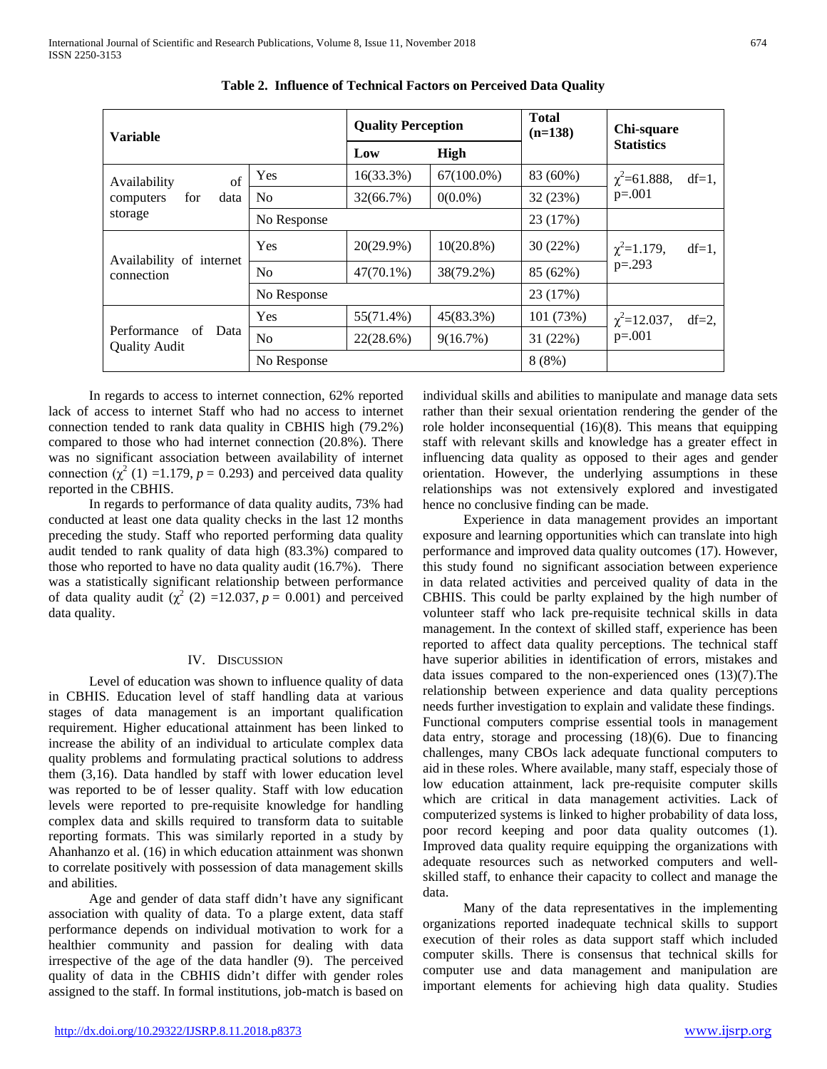**Table 2. Influence of Technical Factors on Perceived Data Quality**

| Variable | | Quality Perception | | Total (n=138) | Chi-square Statistics |
|---|---|---|---|---|---|
| | | Low | High | | |
| Availability of computers for data storage | Yes | 16(33.3%) | 67(100.0%) | 83 (60%) | $\chi^2$=61.888, df=1, p=.001 |
| | No | 32(66.7%) | 0(0.0%) | 32 (23%) | |
| | No Response | | | 23 (17%) | |
| Availability of internet connection | Yes | 20(29.9%) | 10(20.8%) | 30 (22%) | $\chi^2$=1.179, df=1, p=.293 |
| | No | 47(70.1%) | 38(79.2%) | 85 (62%) | |
| | No Response | | | 23 (17%) | |
| Performance of Data Quality Audit | Yes | 55(71.4%) | 45(83.3%) | 101 (73%) | $\chi^2$=12.037, df=2, p=.001 |
| | No | 22(28.6%) | 9(16.7%) | 31 (22%) | |
| | No Response | | | 8 (8%) | |

In regards to access to internet connection, 62% reported lack of access to internet Staff who had no access to internet connection tended to rank data quality in CBHIS high (79.2%) compared to those who had internet connection (20.8%). There was no significant association between availability of internet connection ($\chi^2$ (1) =1.179, $p$ = 0.293) and perceived data quality reported in the CBHIS.

In regards to performance of data quality audits, 73% had conducted at least one data quality checks in the last 12 months preceding the study. Staff who reported performing data quality audit tended to rank quality of data high (83.3%) compared to those who reported to have no data quality audit (16.7%). There was a statistically significant relationship between performance of data quality audit ($\chi^2$ (2) =12.037, $p$ = 0.001) and perceived data quality.

## IV. Discussion

Level of education was shown to influence quality of data in CBHIS. Education level of staff handling data at various stages of data management is an important qualification requirement. Higher educational attainment has been linked to increase the ability of an individual to articulate complex data quality problems and formulating practical solutions to address them (3,16). Data handled by staff with lower education level was reported to be of lesser quality. Staff with low education levels were reported to pre-requisite knowledge for handling complex data and skills required to transform data to suitable reporting formats. This was similarly reported in a study by Ahanhanzo et al. (16) in which education attainment was shonwn to correlate positively with possession of data management skills and abilities.

Age and gender of data staff didn't have any significant association with quality of data. To a plarge extent, data staff performance depends on individual motivation to work for a healthier community and passion for dealing with data irrespective of the age of the data handler (9). The perceived quality of data in the CBHIS didn't differ with gender roles assigned to the staff. In formal institutions, job-match is based on individual skills and abilities to manipulate and manage data sets rather than their sexual orientation rendering the gender of the role holder inconsequential (16)(8). This means that equipping staff with relevant skills and knowledge has a greater effect in influencing data quality as opposed to their ages and gender orientation. However, the underlying assumptions in these relationships was not extensively explored and investigated hence no conclusive finding can be made.

Experience in data management provides an important exposure and learning opportunities which can translate into high performance and improved data quality outcomes (17). However, this study found no significant association between experience in data related activities and perceived quality of data in the CBHIS. This could be parlty explained by the high number of volunteer staff who lack pre-requisite technical skills in data management. In the context of skilled staff, experience has been reported to affect data quality perceptions. The technical staff have superior abilities in identification of errors, mistakes and data issues compared to the non-experienced ones (13)(7).The relationship between experience and data quality perceptions needs further investigation to explain and validate these findings. Functional computers comprise essential tools in management data entry, storage and processing (18)(6). Due to financing challenges, many CBOs lack adequate functional computers to aid in these roles. Where available, many staff, especialy those of low education attainment, lack pre-requisite computer skills which are critical in data management activities. Lack of computerized systems is linked to higher probability of data loss, poor record keeping and poor data quality outcomes (1). Improved data quality require equipping the organizations with adequate resources such as networked computers and well-skilled staff, to enhance their capacity to collect and manage the data.

Many of the data representatives in the implementing organizations reported inadequate technical skills to support execution of their roles as data support staff which included computer skills. There is consensus that technical skills for computer use and data management and manipulation are important elements for achieving high data quality. Studies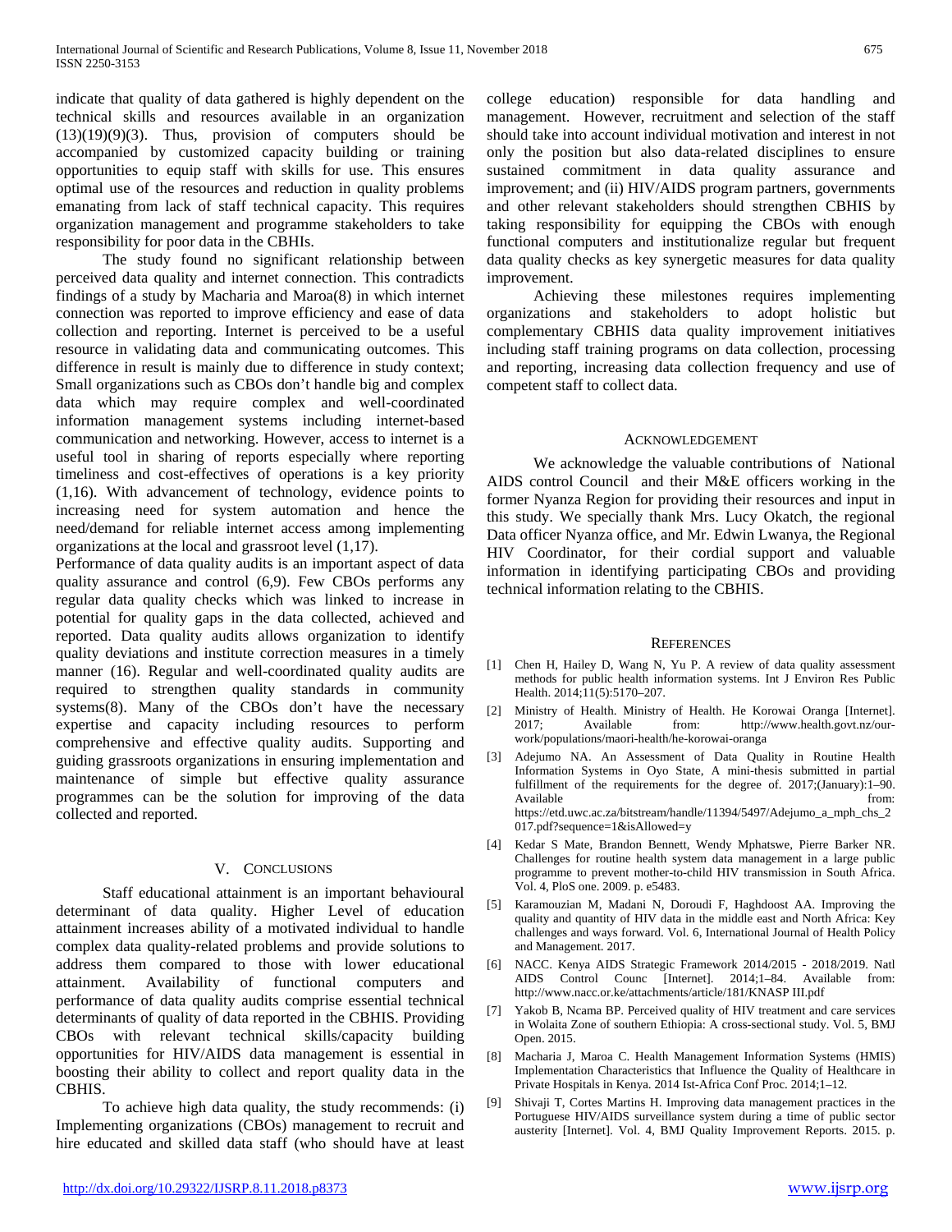indicate that quality of data gathered is highly dependent on the technical skills and resources available in an organization (13)(19)(9)(3). Thus, provision of computers should be accompanied by customized capacity building or training opportunities to equip staff with skills for use. This ensures optimal use of the resources and reduction in quality problems emanating from lack of staff technical capacity. This requires organization management and programme stakeholders to take responsibility for poor data in the CBHIs.

The study found no significant relationship between perceived data quality and internet connection. This contradicts findings of a study by Macharia and Maroa(8) in which internet connection was reported to improve efficiency and ease of data collection and reporting. Internet is perceived to be a useful resource in validating data and communicating outcomes. This difference in result is mainly due to difference in study context; Small organizations such as CBOs don't handle big and complex data which may require complex and well-coordinated information management systems including internet-based communication and networking. However, access to internet is a useful tool in sharing of reports especially where reporting timeliness and cost-effectives of operations is a key priority (1,16). With advancement of technology, evidence points to increasing need for system automation and hence the need/demand for reliable internet access among implementing organizations at the local and grassroot level (1,17).

Performance of data quality audits is an important aspect of data quality assurance and control (6,9). Few CBOs performs any regular data quality checks which was linked to increase in potential for quality gaps in the data collected, achieved and reported. Data quality audits allows organization to identify quality deviations and institute correction measures in a timely manner (16). Regular and well-coordinated quality audits are required to strengthen quality standards in community systems(8). Many of the CBOs don't have the necessary expertise and capacity including resources to perform comprehensive and effective quality audits. Supporting and guiding grassroots organizations in ensuring implementation and maintenance of simple but effective quality assurance programmes can be the solution for improving of the data collected and reported.

## V. Conclusions

Staff educational attainment is an important behavioural determinant of data quality. Higher Level of education attainment increases ability of a motivated individual to handle complex data quality-related problems and provide solutions to address them compared to those with lower educational attainment. Availability of functional computers and performance of data quality audits comprise essential technical determinants of quality of data reported in the CBHIS. Providing CBOs with relevant technical skills/capacity building opportunities for HIV/AIDS data management is essential in boosting their ability to collect and report quality data in the CBHIS.

To achieve high data quality, the study recommends: (i) Implementing organizations (CBOs) management to recruit and hire educated and skilled data staff (who should have at least college education) responsible for data handling and management. However, recruitment and selection of the staff should take into account individual motivation and interest in not only the position but also data-related disciplines to ensure sustained commitment in data quality assurance and improvement; and (ii) HIV/AIDS program partners, governments and other relevant stakeholders should strengthen CBHIS by taking responsibility for equipping the CBOs with enough functional computers and institutionalize regular but frequent data quality checks as key synergetic measures for data quality improvement.

Achieving these milestones requires implementing organizations and stakeholders to adopt holistic but complementary CBHIS data quality improvement initiatives including staff training programs on data collection, processing and reporting, increasing data collection frequency and use of competent staff to collect data.

## Acknowledgement

We acknowledge the valuable contributions of National AIDS control Council and their M&E officers working in the former Nyanza Region for providing their resources and input in this study. We specially thank Mrs. Lucy Okatch, the regional Data officer Nyanza office, and Mr. Edwin Lwanya, the Regional HIV Coordinator, for their cordial support and valuable information in identifying participating CBOs and providing technical information relating to the CBHIS.

## References

[1] Chen H, Hailey D, Wang N, Yu P. A review of data quality assessment methods for public health information systems. Int J Environ Res Public Health. 2014;11(5):5170–207.

[2] Ministry of Health. Ministry of Health. He Korowai Oranga [Internet]. 2017; Available from: http://www.health.govt.nz/our-work/populations/maori-health/he-korowai-oranga

[3] Adejumo NA. An Assessment of Data Quality in Routine Health Information Systems in Oyo State, A mini-thesis submitted in partial fulfillment of the requirements for the degree of. 2017;(January):1–90. Available from: https://etd.uwc.ac.za/bitstream/handle/11394/5497/Adejumo_a_mph_chs_2017.pdf?sequence=1&isAllowed=y

[4] Kedar S Mate, Brandon Bennett, Wendy Mphatswe, Pierre Barker NR. Challenges for routine health system data management in a large public programme to prevent mother-to-child HIV transmission in South Africa. Vol. 4, PloS one. 2009. p. e5483.

[5] Karamouzian M, Madani N, Doroudi F, Haghdoost AA. Improving the quality and quantity of HIV data in the middle east and North Africa: Key challenges and ways forward. Vol. 6, International Journal of Health Policy and Management. 2017.

[6] NACC. Kenya AIDS Strategic Framework 2014/2015 - 2018/2019. Natl AIDS Control Counc [Internet]. 2014;1–84. Available from: http://www.nacc.or.ke/attachments/article/181/KNASP III.pdf

[7] Yakob B, Ncama BP. Perceived quality of HIV treatment and care services in Wolaita Zone of southern Ethiopia: A cross-sectional study. Vol. 5, BMJ Open. 2015.

[8] Macharia J, Maroa C. Health Management Information Systems (HMIS) Implementation Characteristics that Influence the Quality of Healthcare in Private Hospitals in Kenya. 2014 Ist-Africa Conf Proc. 2014;1–12.

[9] Shivaji T, Cortes Martins H. Improving data management practices in the Portuguese HIV/AIDS surveillance system during a time of public sector austerity [Internet]. Vol. 4, BMJ Quality Improvement Reports. 2015. p.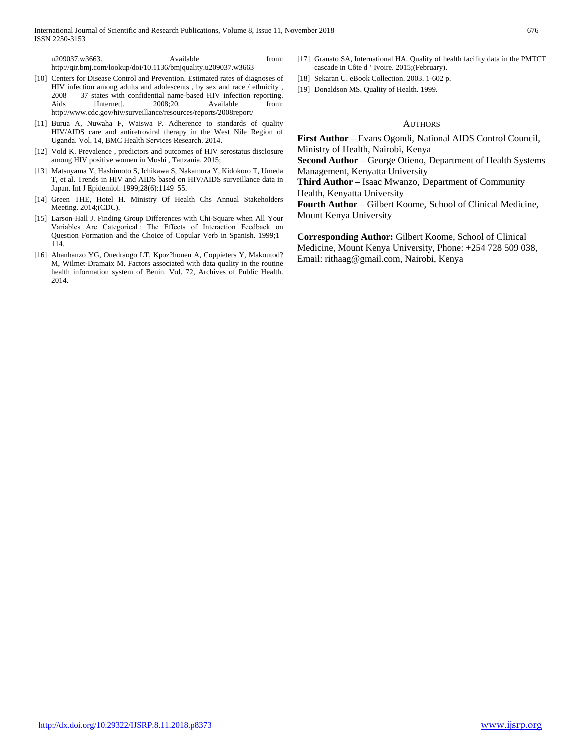u209037.w3663. Available from: http://qir.bmj.com/lookup/doi/10.1136/bmjquality.u209037.w3663

[10] Centers for Disease Control and Prevention. Estimated rates of diagnoses of HIV infection among adults and adolescents , by sex and race / ethnicity , 2008 — 37 states with confidential name-based HIV infection reporting. Aids [Internet]. 2008;20. Available from: http://www.cdc.gov/hiv/surveillance/resources/reports/2008report/

[11] Burua A, Nuwaha F, Waiswa P. Adherence to standards of quality HIV/AIDS care and antiretroviral therapy in the West Nile Region of Uganda. Vol. 14, BMC Health Services Research. 2014.

[12] Vold K. Prevalence , predictors and outcomes of HIV serostatus disclosure among HIV positive women in Moshi , Tanzania. 2015;

[13] Matsuyama Y, Hashimoto S, Ichikawa S, Nakamura Y, Kidokoro T, Umeda T, et al. Trends in HIV and AIDS based on HIV/AIDS surveillance data in Japan. Int J Epidemiol. 1999;28(6):1149–55.

[14] Green THE, Hotel H. Ministry Of Health Chs Annual Stakeholders Meeting. 2014;(CDC).

[15] Larson-Hall J. Finding Group Differences with Chi-Square when All Your Variables Are Categorical : The Effects of Interaction Feedback on Question Formation and the Choice of Copular Verb in Spanish. 1999;1–114.

[16] Ahanhanzo YG, Ouedraogo LT, Kpoz?houen A, Coppieters Y, Makoutod? M, Wilmet-Dramaix M. Factors associated with data quality in the routine health information system of Benin. Vol. 72, Archives of Public Health. 2014.

[17] Granato SA, International HA. Quality of health facility data in the PMTCT cascade in Côte d ' Ivoire. 2015;(February).

[18] Sekaran U. eBook Collection. 2003. 1-602 p.

[19] Donaldson MS. Quality of Health. 1999.

## AUTHORS

**First Author** – Evans Ogondi, National AIDS Control Council, Ministry of Health, Nairobi, Kenya

**Second Author** – George Otieno, Department of Health Systems Management, Kenyatta University

**Third Author** – Isaac Mwanzo, Department of Community Health, Kenyatta University

**Fourth Author** – Gilbert Koome, School of Clinical Medicine, Mount Kenya University

**Corresponding Author:** Gilbert Koome, School of Clinical Medicine, Mount Kenya University, Phone: +254 728 509 038, Email: rithaag@gmail.com, Nairobi, Kenya